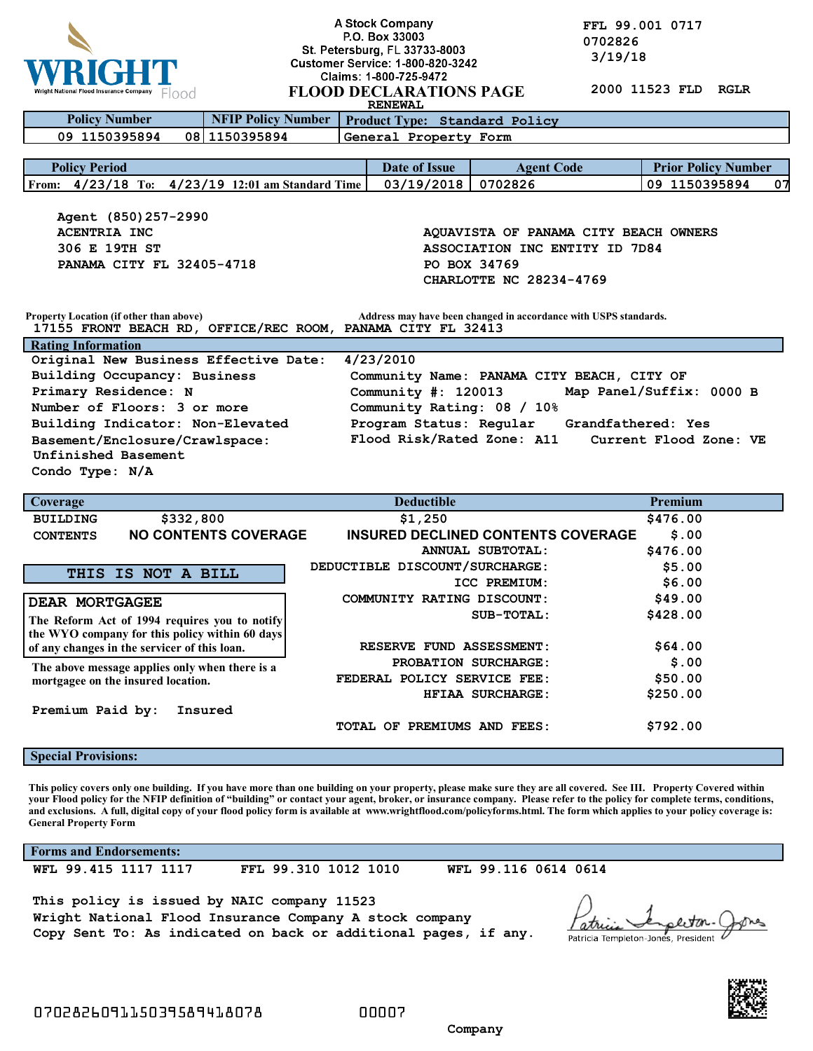WRIGHT Flood
Wright National Flood Insurance Company

A Stock Company
P.O. Box 33003
St. Petersburg, FL 33733-8003
Customer Service: 1-800-820-3242
Claims: 1-800-725-9472

# FLOOD DECLARATIONS PAGE

RENEWAL

FFL 99.001 0717
0702826
3/19/18

2000 11523 FLD RGLR

| Policy Number | NFIP Policy Number | Product Type: Standard Policy |
|---|---|---|
| 09 1150395894 | 08 1150395894 | General Property Form |

| Policy Period | Date of Issue | Agent Code | Prior Policy Number |
|---|---|---|---|
| From: 4/23/18 To: 4/23/19 12:01 am Standard Time | 03/19/2018 | 0702826 | 09 1150395894 07 |

Agent (850)257-2990
ACENTRIA INC
306 E 19TH ST
PANAMA CITY FL 32405-4718

AQUAVISTA OF PANAMA CITY BEACH OWNERS
ASSOCIATION INC ENTITY ID 7D84
PO BOX 34769
CHARLOTTE NC 28234-4769

Property Location (if other than above) Address may have been changed in accordance with USPS standards.
17155 FRONT BEACH RD, OFFICE/REC ROOM, PANAMA CITY FL 32413

## Rating Information

Original New Business Effective Date: 4/23/2010
Building Occupancy: Business
Primary Residence: N
Number of Floors: 3 or more
Building Indicator: Non-Elevated
Basement/Enclosure/Crawlspace: Unfinished Basement
Condo Type: N/A

Community Name: PANAMA CITY BEACH, CITY OF
Community #: 120013 Map Panel/Suffix: 0000 B
Community Rating: 08 / 10%
Program Status: Regular Grandfathered: Yes
Flood Risk/Rated Zone: A11 Current Flood Zone: VE

| Coverage | | Deductible | Premium |
|---|---|---|---|
| BUILDING | $332,800 | $1,250 | $476.00 |
| CONTENTS | NO CONTENTS COVERAGE | INSURED DECLINED CONTENTS COVERAGE | $.00 |
| | | ANNUAL SUBTOTAL: | $476.00 |
| | | DEDUCTIBLE DISCOUNT/SURCHARGE: | $5.00 |
| | | ICC PREMIUM: | $6.00 |
| | | COMMUNITY RATING DISCOUNT: | $49.00 |
| | | SUB-TOTAL: | $428.00 |
| | | RESERVE FUND ASSESSMENT: | $64.00 |
| | | PROBATION SURCHARGE: | $.00 |
| | | FEDERAL POLICY SERVICE FEE: | $50.00 |
| | | HFIAA SURCHARGE: | $250.00 |
| | | TOTAL OF PREMIUMS AND FEES: | $792.00 |

**THIS IS NOT A BILL**

**DEAR MORTGAGEE**

The Reform Act of 1994 requires you to notify the WYO company for this policy within 60 days of any changes in the servicer of this loan.

The above message applies only when there is a mortgagee on the insured location.

Premium Paid by: Insured

## Special Provisions:

This policy covers only one building. If you have more than one building on your property, please make sure they are all covered. See III. Property Covered within your Flood policy for the NFIP definition of "building" or contact your agent, broker, or insurance company. Please refer to the policy for complete terms, conditions, and exclusions. A full, digital copy of your flood policy form is available at www.wrightflood.com/policyforms.html. The form which applies to your policy coverage is: General Property Form

## Forms and Endorsements:

WFL 99.415 1117 1117 FFL 99.310 1012 1010 WFL 99.116 0614 0614

This policy is issued by NAIC company 11523
Wright National Flood Insurance Company A stock company
Copy Sent To: As indicated on back or additional pages, if any.

Patricia Templeton-Jones, President

070282609115039589418078 00007

Company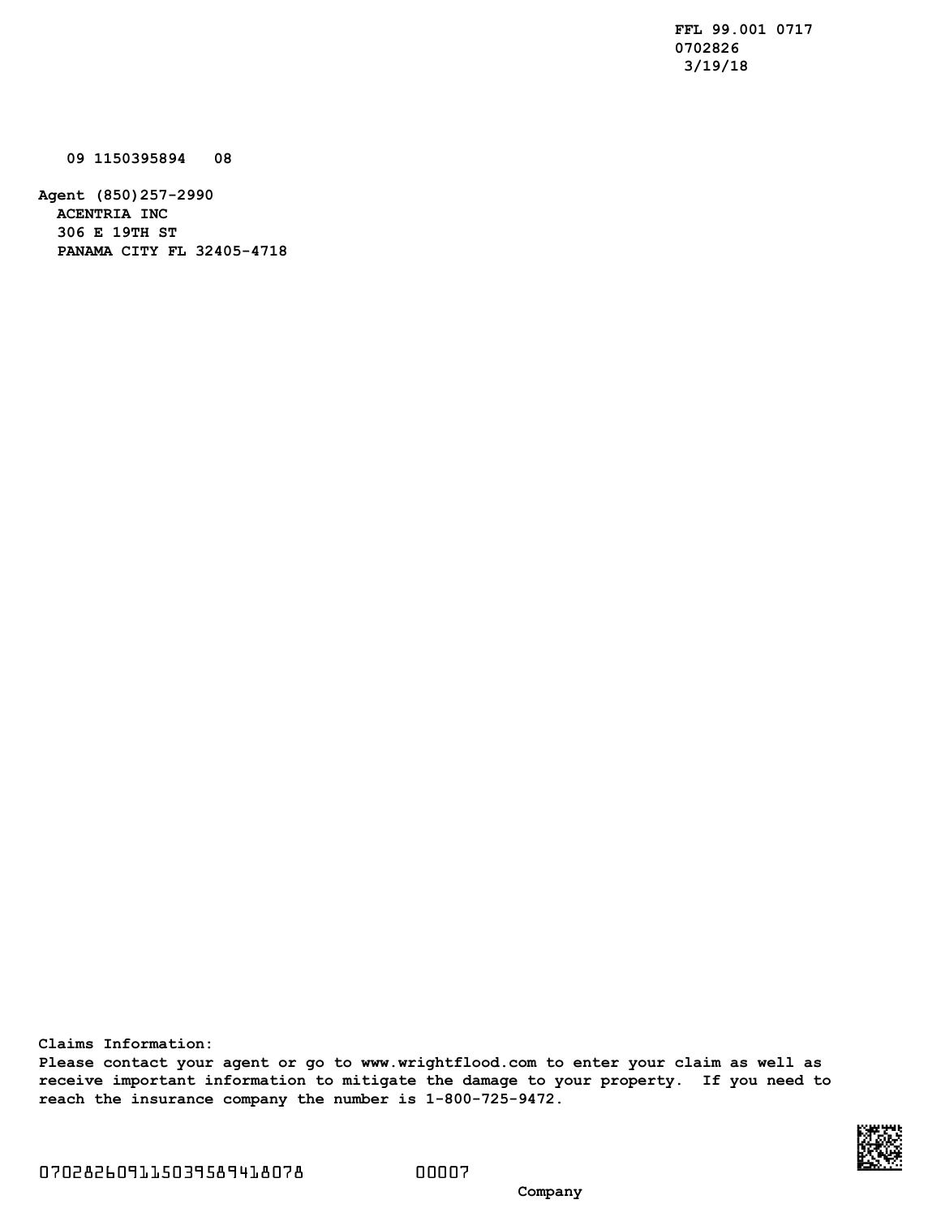FFL 99.001 0717
0702826
3/19/18

09 1150395894 08

Agent (850)257-2990
ACENTRIA INC
306 E 19TH ST
PANAMA CITY FL 32405-4718

**Claims Information:**
Please contact your agent or go to www.wrightflood.com to enter your claim as well as receive important information to mitigate the damage to your property. If you need to reach the insurance company the number is 1-800-725-9472.

07028260911503958941807800007

Company